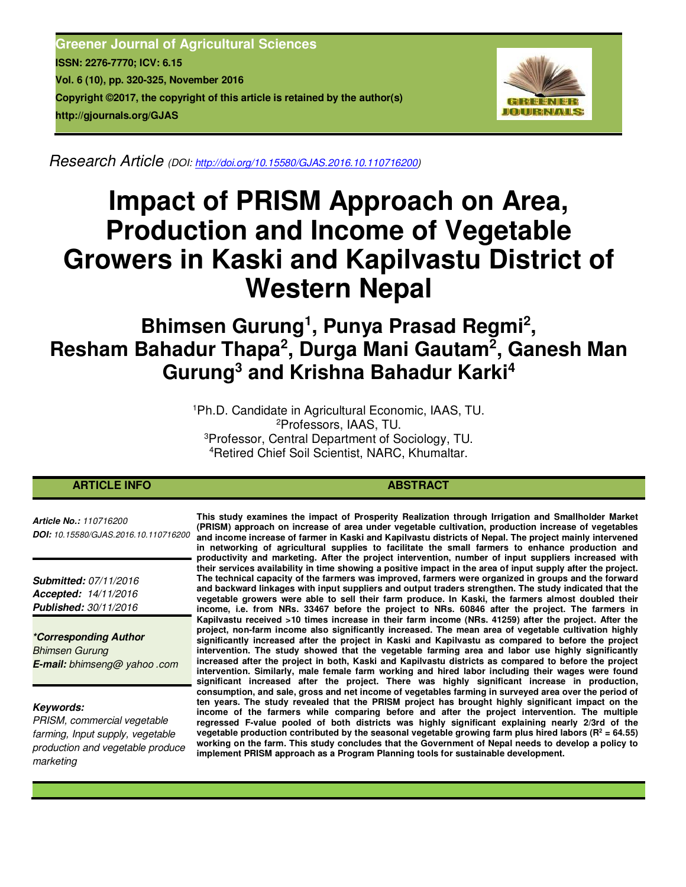Greener Journal of Agricultural Sciences
ISSN: 2276-7770; ICV: 6.15
Vol. 6 (10), pp. 320-325, November 2016
Copyright ©2017, the copyright of this article is retained by the author(s)
http://gjournals.org/GJAS

*Research Article* (DOI: http://doi.org/10.15580/GJAS.2016.10.110716200)

# Impact of PRISM Approach on Area, Production and Income of Vegetable Growers in Kaski and Kapilvastu District of Western Nepal

## Bhimsen Gurung[1], Punya Prasad Regmi[2], Resham Bahadur Thapa[2], Durga Mani Gautam[2], Ganesh Man Gurung[3] and Krishna Bahadur Karki[4]

[1]Ph.D. Candidate in Agricultural Economic, IAAS, TU.
[2]Professors, IAAS, TU.
[3]Professor, Central Department of Sociology, TU.
[4]Retired Chief Soil Scientist, NARC, Khumaltar.

**ARTICLE INFO**

***Article No.:*** *110716200*
***DOI:*** *10.15580/GJAS.2016.10.110716200*

***Submitted:*** *07/11/2016*
***Accepted:*** *14/11/2016*
***Published:*** *30/11/2016*

***\*Corresponding Author***
*Bhimsen Gurung*
***E-mail:*** *bhimseng@ yahoo .com*

***Keywords:***
*PRISM, commercial vegetable farming, Input supply, vegetable production and vegetable produce marketing*

**ABSTRACT**

**This study examines the impact of Prosperity Realization through Irrigation and Smallholder Market (PRISM) approach on increase of area under vegetable cultivation, production increase of vegetables and income increase of farmer in Kaski and Kapilvastu districts of Nepal. The project mainly intervened in networking of agricultural supplies to facilitate the small farmers to enhance production and productivity and marketing. After the project intervention, number of input suppliers increased with their services availability in time showing a positive impact in the area of input supply after the project. The technical capacity of the farmers was improved, farmers were organized in groups and the forward and backward linkages with input suppliers and output traders strengthen. The study indicated that the vegetable growers were able to sell their farm produce. In Kaski, the farmers almost doubled their income, i.e. from NRs. 33467 before the project to NRs. 60846 after the project. The farmers in Kapilvastu received >10 times increase in their farm income (NRs. 41259) after the project. After the project, non-farm income also significantly increased. The mean area of vegetable cultivation highly significantly increased after the project in Kaski and Kapilvastu as compared to before the project intervention. The study showed that the vegetable farming area and labor use highly significantly increased after the project in both, Kaski and Kapilvastu districts as compared to before the project intervention. Similarly, male female farm working and hired labor including their wages were found significant increased after the project. There was highly significant increase in production, consumption, and sale, gross and net income of vegetables farming in surveyed area over the period of ten years. The study revealed that the PRISM project has brought highly significant impact on the income of the farmers while comparing before and after the project intervention. The multiple regressed F-value pooled of both districts was highly significant explaining nearly 2/3rd of the vegetable production contributed by the seasonal vegetable growing farm plus hired labors ($R^2$ = 64.55) working on the farm. This study concludes that the Government of Nepal needs to develop a policy to implement PRISM approach as a Program Planning tools for sustainable development.**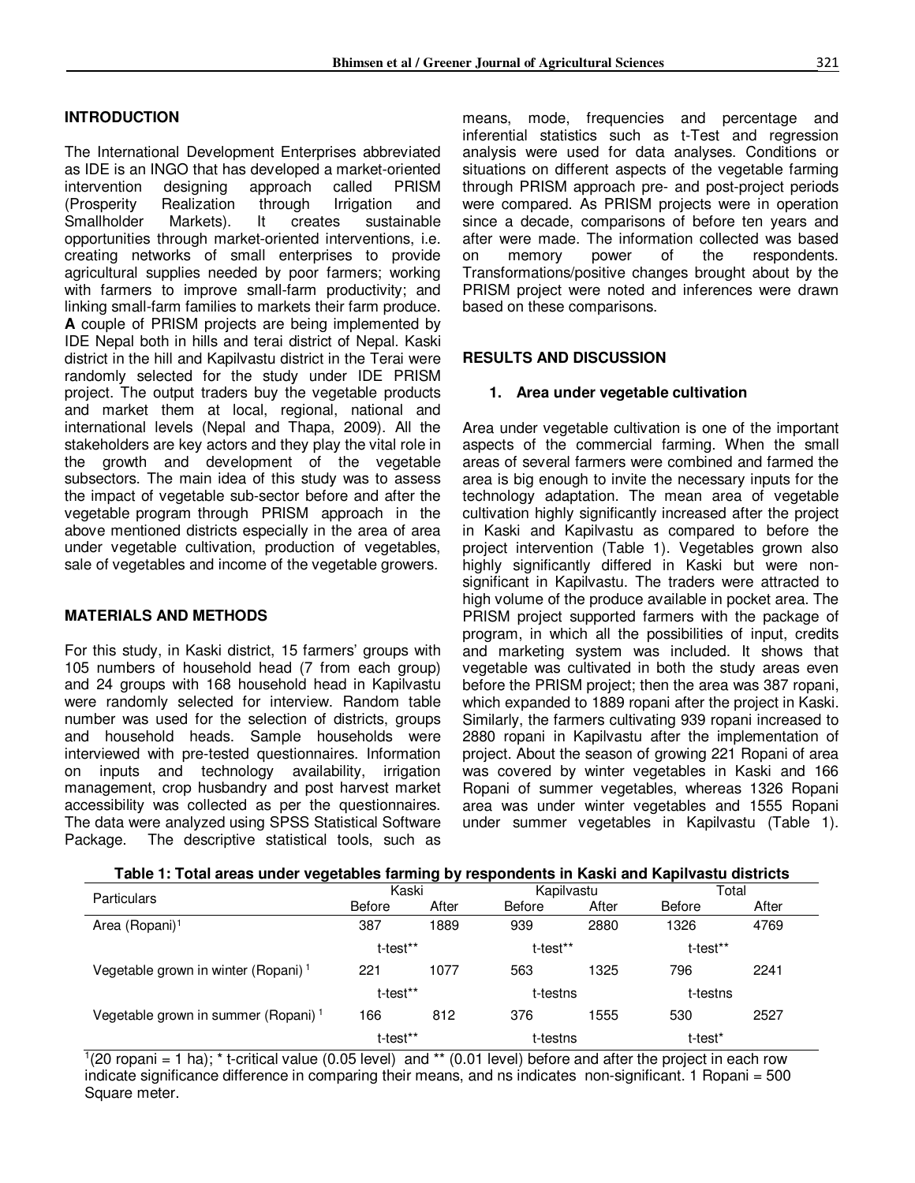## INTRODUCTION

The International Development Enterprises abbreviated as IDE is an INGO that has developed a market-oriented intervention designing approach called PRISM (Prosperity Realization through Irrigation and Smallholder Markets). It creates sustainable opportunities through market-oriented interventions, i.e. creating networks of small enterprises to provide agricultural supplies needed by poor farmers; working with farmers to improve small-farm productivity; and linking small-farm families to markets their farm produce. **A** couple of PRISM projects are being implemented by IDE Nepal both in hills and terai district of Nepal. Kaski district in the hill and Kapilvastu district in the Terai were randomly selected for the study under IDE PRISM project. The output traders buy the vegetable products and market them at local, regional, national and international levels (Nepal and Thapa, 2009). All the stakeholders are key actors and they play the vital role in the growth and development of the vegetable subsectors. The main idea of this study was to assess the impact of vegetable sub-sector before and after the vegetable program through PRISM approach in the above mentioned districts especially in the area of area under vegetable cultivation, production of vegetables, sale of vegetables and income of the vegetable growers.

## MATERIALS AND METHODS

For this study, in Kaski district, 15 farmers' groups with 105 numbers of household head (7 from each group) and 24 groups with 168 household head in Kapilvastu were randomly selected for interview. Random table number was used for the selection of districts, groups and household heads. Sample households were interviewed with pre-tested questionnaires. Information on inputs and technology availability, irrigation management, crop husbandry and post harvest market accessibility was collected as per the questionnaires. The data were analyzed using SPSS Statistical Software Package. The descriptive statistical tools, such as means, mode, frequencies and percentage and inferential statistics such as t-Test and regression analysis were used for data analyses. Conditions or situations on different aspects of the vegetable farming through PRISM approach pre- and post-project periods were compared. As PRISM projects were in operation since a decade, comparisons of before ten years and after were made. The information collected was based on memory power of the respondents. Transformations/positive changes brought about by the PRISM project were noted and inferences were drawn based on these comparisons.

## RESULTS AND DISCUSSION

### 1. Area under vegetable cultivation

Area under vegetable cultivation is one of the important aspects of the commercial farming. When the small areas of several farmers were combined and farmed the area is big enough to invite the necessary inputs for the technology adaptation. The mean area of vegetable cultivation highly significantly increased after the project in Kaski and Kapilvastu as compared to before the project intervention (Table 1). Vegetables grown also highly significantly differed in Kaski but were non-significant in Kapilvastu. The traders were attracted to high volume of the produce available in pocket area. The PRISM project supported farmers with the package of program, in which all the possibilities of input, credits and marketing system was included. It shows that vegetable was cultivated in both the study areas even before the PRISM project; then the area was 387 ropani, which expanded to 1889 ropani after the project in Kaski. Similarly, the farmers cultivating 939 ropani increased to 2880 ropani in Kapilvastu after the implementation of project. About the season of growing 221 Ropani of area was covered by winter vegetables in Kaski and 166 Ropani of summer vegetables, whereas 1326 Ropani area was under winter vegetables and 1555 Ropani under summer vegetables in Kapilvastu (Table 1).

**Table 1: Total areas under vegetables farming by respondents in Kaski and Kapilvastu districts**

| Particulars | Kaski | | Kapilvastu | | Total | |
|---|---|---|---|---|---|---|
| | Before | After | Before | After | Before | After |
| Area (Ropani)[1] | 387 | 1889 | 939 | 2880 | 1326 | 4769 |
| | t-test** | | t-test** | | t-test** | |
| Vegetable grown in winter (Ropani)[1] | 221 | 1077 | 563 | 1325 | 796 | 2241 |
| | t-test** | | t-testns | | t-testns | |
| Vegetable grown in summer (Ropani)[1] | 166 | 812 | 376 | 1555 | 530 | 2527 |
| | t-test** | | t-testns | | t-test* | |

[1](20 ropani = 1 ha); * t-critical value (0.05 level) and ** (0.01 level) before and after the project in each row indicate significance difference in comparing their means, and ns indicates non-significant. 1 Ropani = 500 Square meter.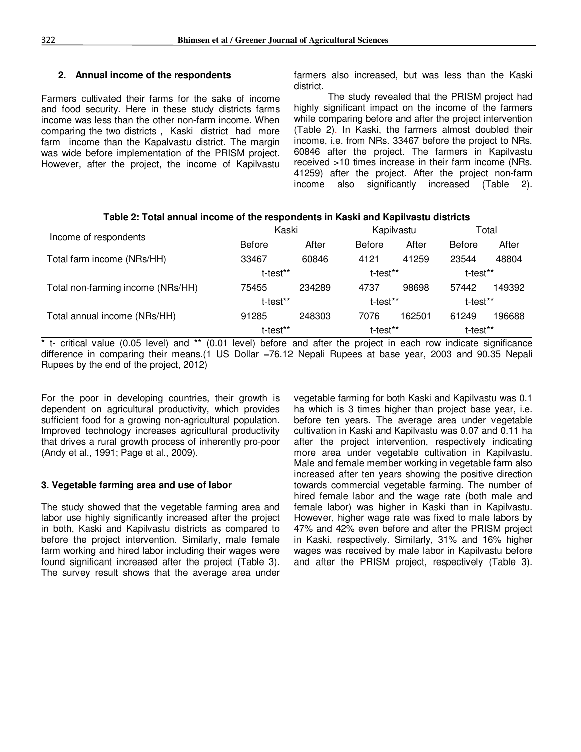### 2. Annual income of the respondents

Farmers cultivated their farms for the sake of income and food security. Here in these study districts farms income was less than the other non-farm income. When comparing the two districts , Kaski district had more farm income than the Kapalvastu district. The margin was wide before implementation of the PRISM project. However, after the project, the income of Kapilvastu farmers also increased, but was less than the Kaski district.

The study revealed that the PRISM project had highly significant impact on the income of the farmers while comparing before and after the project intervention (Table 2). In Kaski, the farmers almost doubled their income, i.e. from NRs. 33467 before the project to NRs. 60846 after the project. The farmers in Kapilvastu received >10 times increase in their farm income (NRs. 41259) after the project. After the project non-farm income also significantly increased (Table 2).

**Table 2: Total annual income of the respondents in Kaski and Kapilvastu districts**

| Income of respondents | Kaski | | Kapilvastu | | Total | |
|---|---|---|---|---|---|---|
| | Before | After | Before | After | Before | After |
| Total farm income (NRs/HH) | 33467 | 60846 | 4121 | 41259 | 23544 | 48804 |
| | t-test** | | t-test** | | t-test** | |
| Total non-farming income (NRs/HH) | 75455 | 234289 | 4737 | 98698 | 57442 | 149392 |
| | t-test** | | t-test** | | t-test** | |
| Total annual income (NRs/HH) | 91285 | 248303 | 7076 | 162501 | 61249 | 196688 |
| | t-test** | | t-test** | | t-test** | |

* t- critical value (0.05 level) and ** (0.01 level) before and after the project in each row indicate significance difference in comparing their means.(1 US Dollar =76.12 Nepali Rupees at base year, 2003 and 90.35 Nepali Rupees by the end of the project, 2012)

For the poor in developing countries, their growth is dependent on agricultural productivity, which provides sufficient food for a growing non-agricultural population. Improved technology increases agricultural productivity that drives a rural growth process of inherently pro-poor (Andy et al., 1991; Page et al., 2009).

### 3. Vegetable farming area and use of labor

The study showed that the vegetable farming area and labor use highly significantly increased after the project in both, Kaski and Kapilvastu districts as compared to before the project intervention. Similarly, male female farm working and hired labor including their wages were found significant increased after the project (Table 3). The survey result shows that the average area under vegetable farming for both Kaski and Kapilvastu was 0.1 ha which is 3 times higher than project base year, i.e. before ten years. The average area under vegetable cultivation in Kaski and Kapilvastu was 0.07 and 0.11 ha after the project intervention, respectively indicating more area under vegetable cultivation in Kapilvastu. Male and female member working in vegetable farm also increased after ten years showing the positive direction towards commercial vegetable farming. The number of hired female labor and the wage rate (both male and female labor) was higher in Kaski than in Kapilvastu. However, higher wage rate was fixed to male labors by 47% and 42% even before and after the PRISM project in Kaski, respectively. Similarly, 31% and 16% higher wages was received by male labor in Kapilvastu before and after the PRISM project, respectively (Table 3).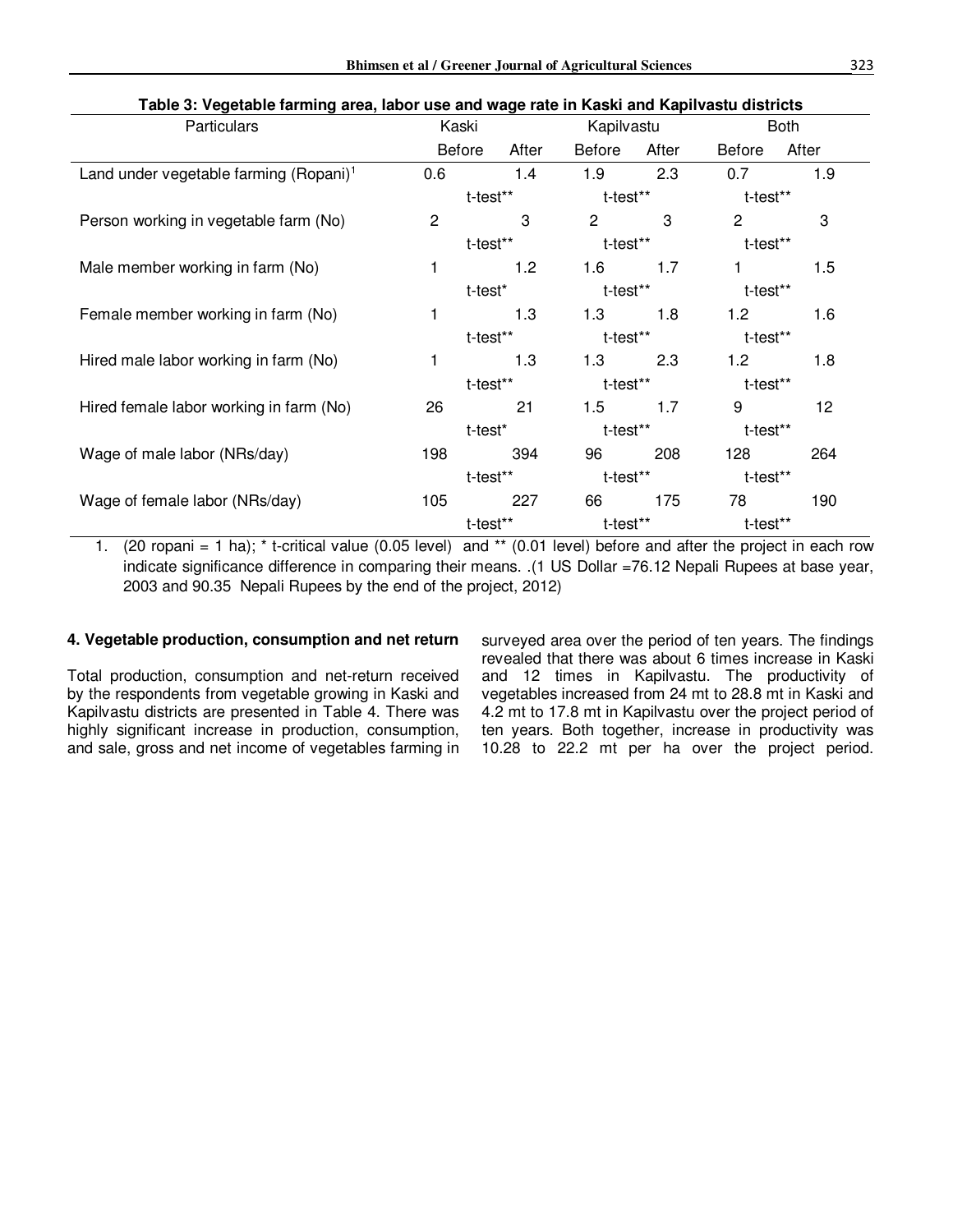**Table 3: Vegetable farming area, labor use and wage rate in Kaski and Kapilvastu districts**

| Particulars | Kaski | | Kapilvastu | | Both | |
|---|---|---|---|---|---|---|
| | Before | After | Before | After | Before | After |
| Land under vegetable farming (Ropani)[1] | 0.6 | 1.4 | 1.9 | 2.3 | 0.7 | 1.9 |
| | t-test** | | t-test** | | t-test** | |
| Person working in vegetable farm (No) | 2 | 3 | 2 | 3 | 2 | 3 |
| | t-test** | | t-test** | | t-test** | |
| Male member working in farm (No) | 1 | 1.2 | 1.6 | 1.7 | 1 | 1.5 |
| | t-test* | | t-test** | | t-test** | |
| Female member working in farm (No) | 1 | 1.3 | 1.3 | 1.8 | 1.2 | 1.6 |
| | t-test** | | t-test** | | t-test** | |
| Hired male labor working in farm (No) | 1 | 1.3 | 1.3 | 2.3 | 1.2 | 1.8 |
| | t-test** | | t-test** | | t-test** | |
| Hired female labor working in farm (No) | 26 | 21 | 1.5 | 1.7 | 9 | 12 |
| | t-test* | | t-test** | | t-test** | |
| Wage of male labor (NRs/day) | 198 | 394 | 96 | 208 | 128 | 264 |
| | t-test** | | t-test** | | t-test** | |
| Wage of female labor (NRs/day) | 105 | 227 | 66 | 175 | 78 | 190 |
| | t-test** | | t-test** | | t-test** | |

1. (20 ropani = 1 ha); * t-critical value (0.05 level) and ** (0.01 level) before and after the project in each row indicate significance difference in comparing their means. .(1 US Dollar =76.12 Nepali Rupees at base year, 2003 and 90.35 Nepali Rupees by the end of the project, 2012)

#### 4. Vegetable production, consumption and net return

Total production, consumption and net-return received by the respondents from vegetable growing in Kaski and Kapilvastu districts are presented in Table 4. There was highly significant increase in production, consumption, and sale, gross and net income of vegetables farming in surveyed area over the period of ten years. The findings revealed that there was about 6 times increase in Kaski and 12 times in Kapilvastu. The productivity of vegetables increased from 24 mt to 28.8 mt in Kaski and 4.2 mt to 17.8 mt in Kapilvastu over the project period of ten years. Both together, increase in productivity was 10.28 to 22.2 mt per ha over the project period.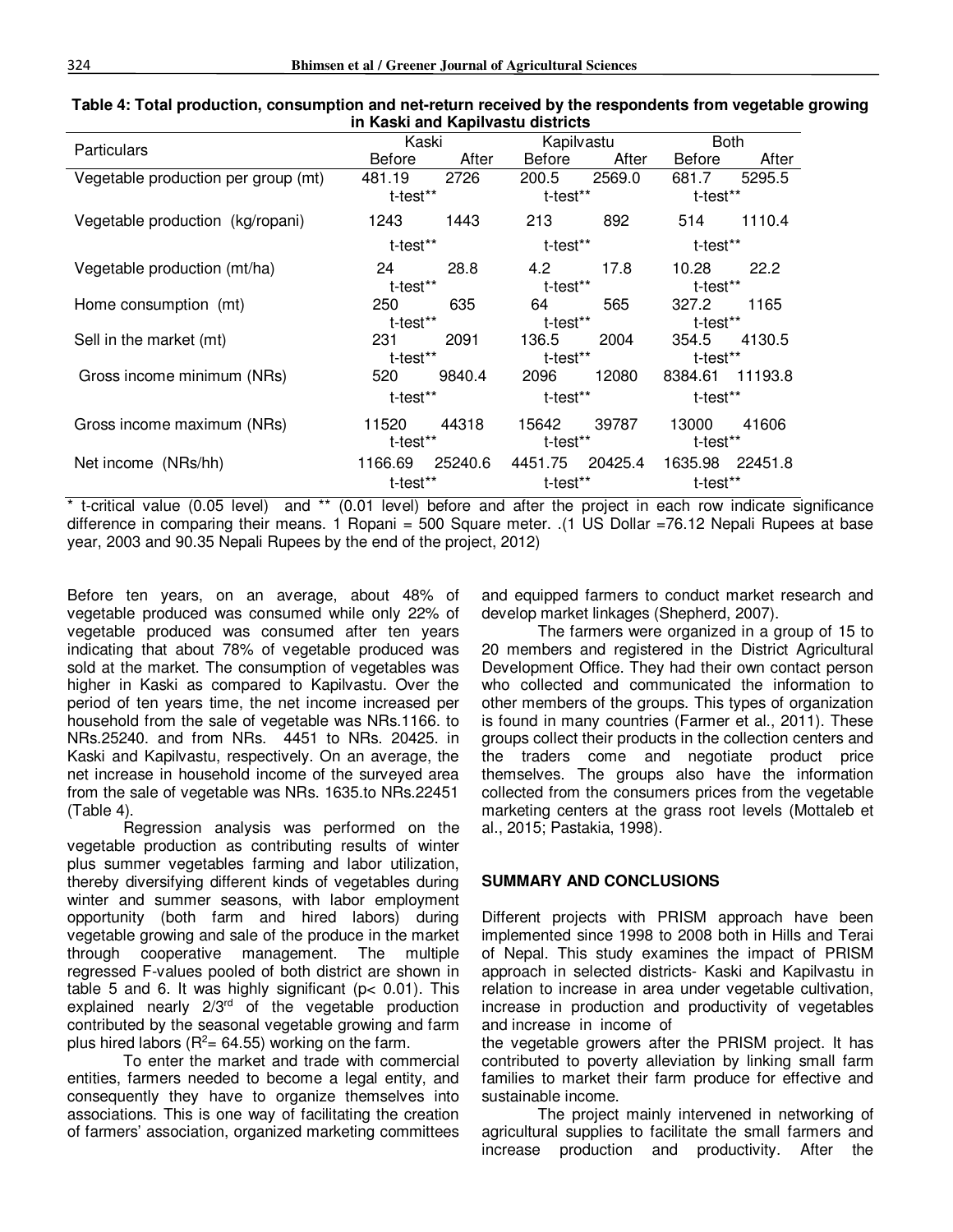**Table 4: Total production, consumption and net-return received by the respondents from vegetable growing in Kaski and Kapilvastu districts**

| Particulars | Kaski | | Kapilvastu | | Both | |
|---|---|---|---|---|---|---|
| | Before | After | Before | After | Before | After |
| Vegetable production per group (mt) | 481.19 | 2726 | 200.5 | 2569.0 | 681.7 | 5295.5 |
| | t-test** | | t-test** | | t-test** | |
| Vegetable production (kg/ropani) | 1243 | 1443 | 213 | 892 | 514 | 1110.4 |
| | t-test** | | t-test** | | t-test** | |
| Vegetable production (mt/ha) | 24 | 28.8 | 4.2 | 17.8 | 10.28 | 22.2 |
| | t-test** | | t-test** | | t-test** | |
| Home consumption (mt) | 250 | 635 | 64 | 565 | 327.2 | 1165 |
| | t-test** | | t-test** | | t-test** | |
| Sell in the market (mt) | 231 | 2091 | 136.5 | 2004 | 354.5 | 4130.5 |
| | t-test** | | t-test** | | t-test** | |
| Gross income minimum (NRs) | 520 | 9840.4 | 2096 | 12080 | 8384.61 | 11193.8 |
| | t-test** | | t-test** | | t-test** | |
| Gross income maximum (NRs) | 11520 | 44318 | 15642 | 39787 | 13000 | 41606 |
| | t-test** | | t-test** | | t-test** | |
| Net income (NRs/hh) | 1166.69 | 25240.6 | 4451.75 | 20425.4 | 1635.98 | 22451.8 |
| | t-test** | | t-test** | | t-test** | |

* t-critical value (0.05 level) and ** (0.01 level) before and after the project in each row indicate significance difference in comparing their means. 1 Ropani = 500 Square meter. .(1 US Dollar =76.12 Nepali Rupees at base year, 2003 and 90.35 Nepali Rupees by the end of the project, 2012)

Before ten years, on an average, about 48% of vegetable produced was consumed while only 22% of vegetable produced was consumed after ten years indicating that about 78% of vegetable produced was sold at the market. The consumption of vegetables was higher in Kaski as compared to Kapilvastu. Over the period of ten years time, the net income increased per household from the sale of vegetable was NRs.1166. to NRs.25240. and from NRs. 4451 to NRs. 20425. in Kaski and Kapilvastu, respectively. On an average, the net increase in household income of the surveyed area from the sale of vegetable was NRs. 1635.to NRs.22451 (Table 4).

Regression analysis was performed on the vegetable production as contributing results of winter plus summer vegetables farming and labor utilization, thereby diversifying different kinds of vegetables during winter and summer seasons, with labor employment opportunity (both farm and hired labors) during vegetable growing and sale of the produce in the market through cooperative management. The multiple regressed F-values pooled of both district are shown in table 5 and 6. It was highly significant ($p < 0.01$). This explained nearly 2/3[rd] of the vegetable production contributed by the seasonal vegetable growing and farm plus hired labors ($R^2$= 64.55) working on the farm.

To enter the market and trade with commercial entities, farmers needed to become a legal entity, and consequently they have to organize themselves into associations. This is one way of facilitating the creation of farmers' association, organized marketing committees and equipped farmers to conduct market research and develop market linkages (Shepherd, 2007).

The farmers were organized in a group of 15 to 20 members and registered in the District Agricultural Development Office. They had their own contact person who collected and communicated the information to other members of the groups. This types of organization is found in many countries (Farmer et al., 2011). These groups collect their products in the collection centers and the traders come and negotiate product price themselves. The groups also have the information collected from the consumers prices from the vegetable marketing centers at the grass root levels (Mottaleb et al., 2015; Pastakia, 1998).

## SUMMARY AND CONCLUSIONS

Different projects with PRISM approach have been implemented since 1998 to 2008 both in Hills and Terai of Nepal. This study examines the impact of PRISM approach in selected districts- Kaski and Kapilvastu in relation to increase in area under vegetable cultivation, increase in production and productivity of vegetables and increase in income of the vegetable growers after the PRISM project. It has contributed to poverty alleviation by linking small farm families to market their farm produce for effective and sustainable income.

The project mainly intervened in networking of agricultural supplies to facilitate the small farmers and increase production and productivity. After the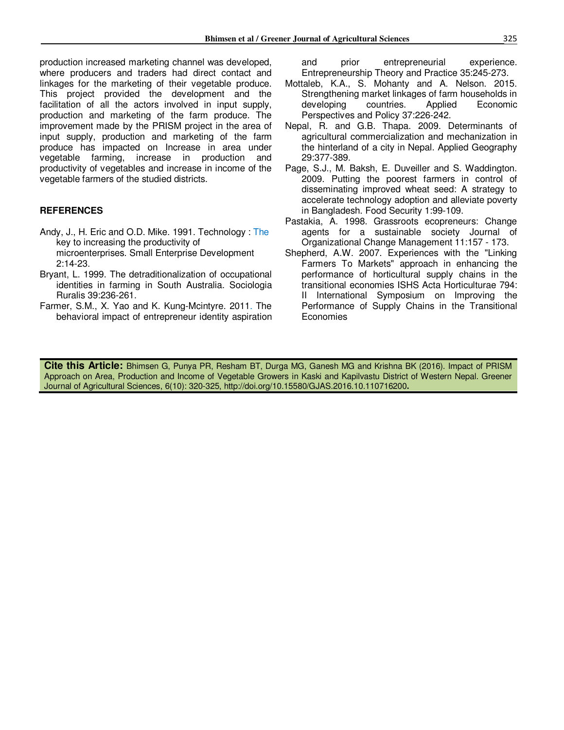production increased marketing channel was developed, where producers and traders had direct contact and linkages for the marketing of their vegetable produce. This project provided the development and the facilitation of all the actors involved in input supply, production and marketing of the farm produce. The improvement made by the PRISM project in the area of input supply, production and marketing of the farm produce has impacted on Increase in area under vegetable farming, increase in production and productivity of vegetables and increase in income of the vegetable farmers of the studied districts.

## REFERENCES

Andy, J., H. Eric and O.D. Mike. 1991. Technology : The key to increasing the productivity of microenterprises. Small Enterprise Development 2:14-23.

Bryant, L. 1999. The detraditionalization of occupational identities in farming in South Australia. Sociologia Ruralis 39:236-261.

Farmer, S.M., X. Yao and K. Kung-Mcintyre. 2011. The behavioral impact of entrepreneur identity aspiration and prior entrepreneurial experience. Entrepreneurship Theory and Practice 35:245-273.

Mottaleb, K.A., S. Mohanty and A. Nelson. 2015. Strengthening market linkages of farm households in developing countries. Applied Economic Perspectives and Policy 37:226-242.

Nepal, R. and G.B. Thapa. 2009. Determinants of agricultural commercialization and mechanization in the hinterland of a city in Nepal. Applied Geography 29:377-389.

Page, S.J., M. Baksh, E. Duveiller and S. Waddington. 2009. Putting the poorest farmers in control of disseminating improved wheat seed: A strategy to accelerate technology adoption and alleviate poverty in Bangladesh. Food Security 1:99-109.

Pastakia, A. 1998. Grassroots ecopreneurs: Change agents for a sustainable society Journal of Organizational Change Management 11:157 - 173.

Shepherd, A.W. 2007. Experiences with the "Linking Farmers To Markets" approach in enhancing the performance of horticultural supply chains in the transitional economies ISHS Acta Horticulturae 794: II International Symposium on Improving the Performance of Supply Chains in the Transitional Economies

**Cite this Article:** Bhimsen G, Punya PR, Resham BT, Durga MG, Ganesh MG and Krishna BK (2016). Impact of PRISM Approach on Area, Production and Income of Vegetable Growers in Kaski and Kapilvastu District of Western Nepal. Greener Journal of Agricultural Sciences, 6(10): 320-325, http://doi.org/10.15580/GJAS.2016.10.110716200**.**